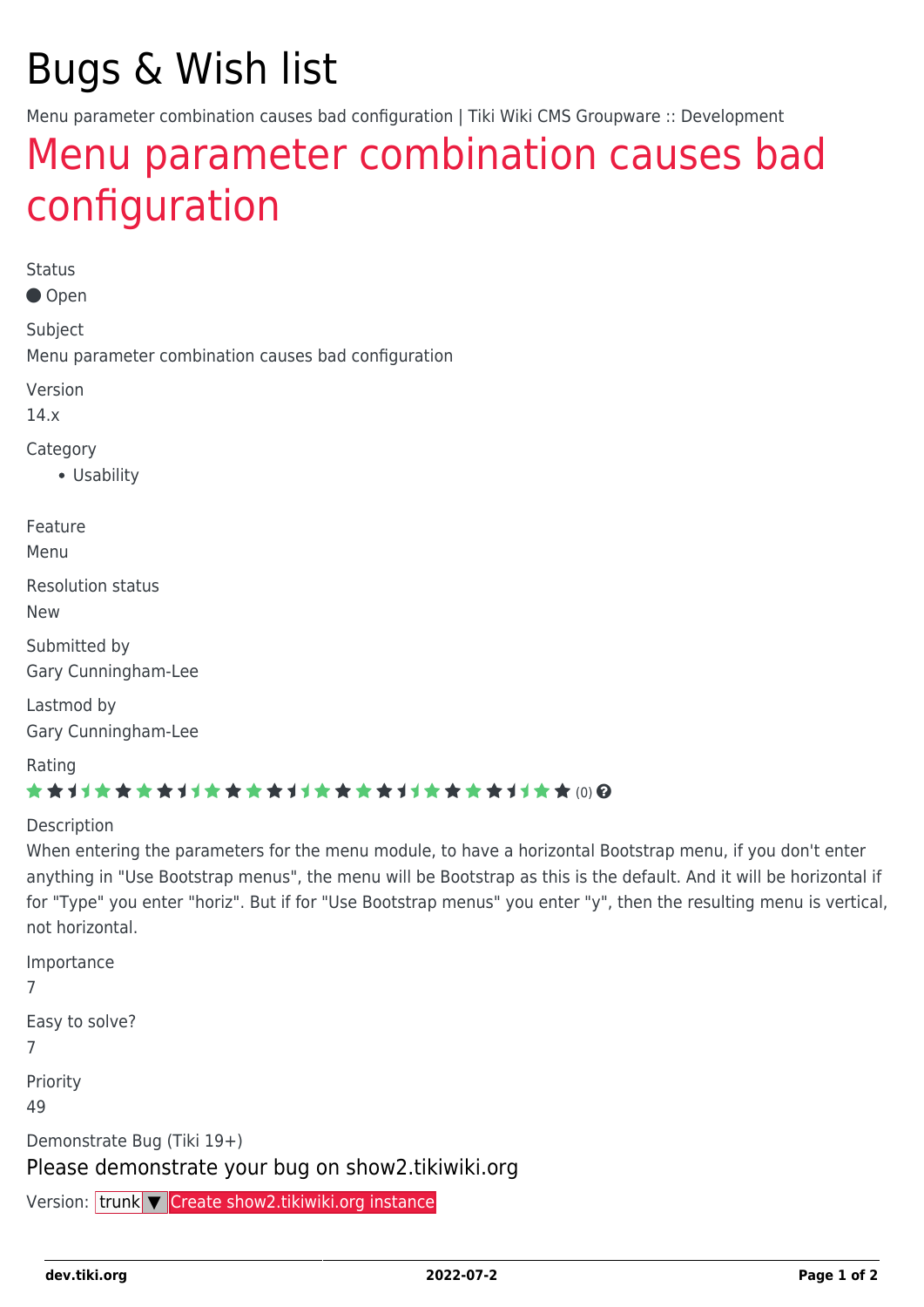# Bugs & Wish list

Menu parameter combination causes bad configuration | Tiki Wiki CMS Groupware :: Development

## Menu parameter combination causes bad configuration

Status

● Open

Subject

Menu parameter combination causes bad configuration

Version

14.x

Category

- Usability

Feature

Menu

Resolution status

New

Submitted by

Gary Cunningham-Lee

Lastmod by

Gary Cunningham-Lee

Rating

(0)

Description

When entering the parameters for the menu module, to have a horizontal Bootstrap menu, if you don't enter anything in "Use Bootstrap menus", the menu will be Bootstrap as this is the default. And it will be horizontal if for "Type" you enter "horiz". But if for "Use Bootstrap menus" you enter "y", then the resulting menu is vertical, not horizontal.

Importance

7

Easy to solve?

7

Priority

49

Demonstrate Bug (Tiki 19+)

Please demonstrate your bug on show2.tikiwiki.org

Version: trunk ▼ Create show2.tikiwiki.org instance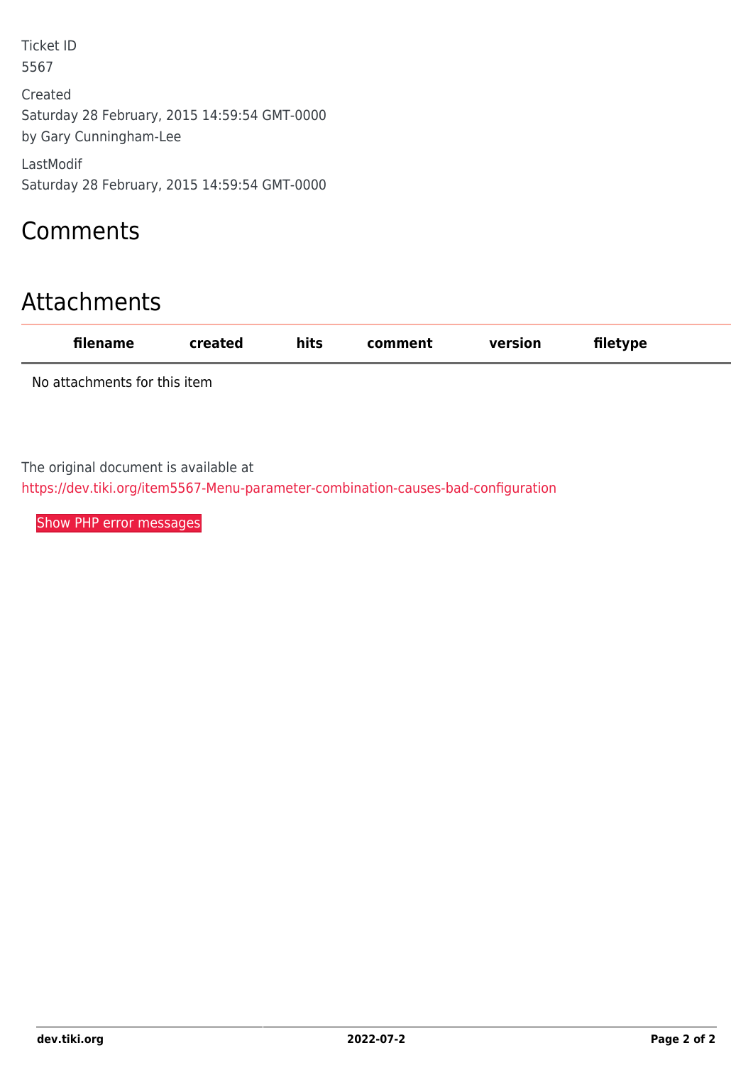Ticket ID
5567

Created
Saturday 28 February, 2015 14:59:54 GMT-0000
by Gary Cunningham-Lee

LastModif
Saturday 28 February, 2015 14:59:54 GMT-0000

## Comments

## Attachments

| filename | created | hits | comment | version | filetype |
|---|---|---|---|---|---|
| No attachments for this item | | | | | |

The original document is available at
https://dev.tiki.org/item5567-Menu-parameter-combination-causes-bad-configuration

Show PHP error messages